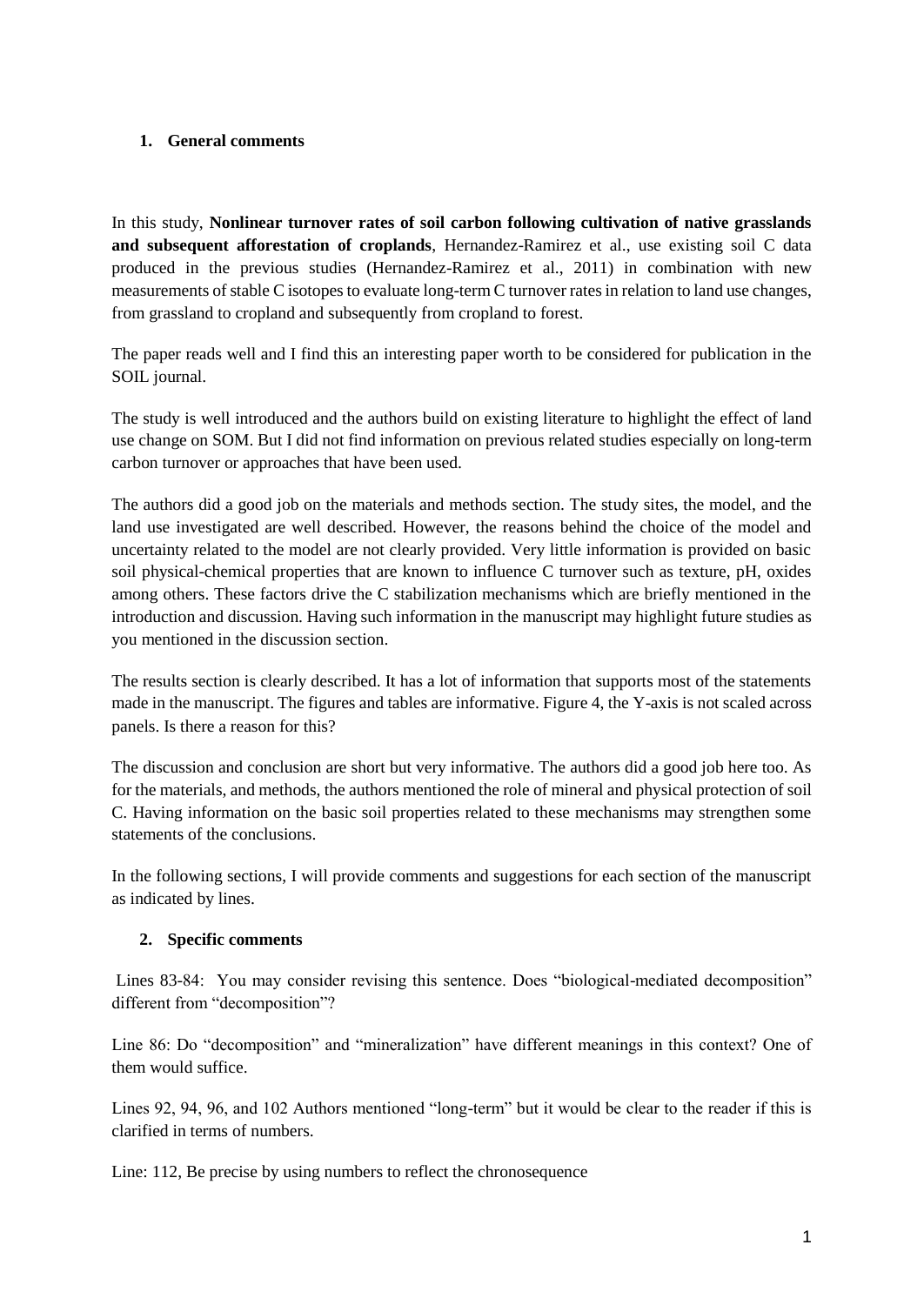## 1. General comments

In this study, **Nonlinear turnover rates of soil carbon following cultivation of native grasslands and subsequent afforestation of croplands**, Hernandez-Ramirez et al., use existing soil C data produced in the previous studies (Hernandez-Ramirez et al., 2011) in combination with new measurements of stable C isotopes to evaluate long-term C turnover rates in relation to land use changes, from grassland to cropland and subsequently from cropland to forest.

The paper reads well and I find this an interesting paper worth to be considered for publication in the SOIL journal.

The study is well introduced and the authors build on existing literature to highlight the effect of land use change on SOM. But I did not find information on previous related studies especially on long-term carbon turnover or approaches that have been used.

The authors did a good job on the materials and methods section. The study sites, the model, and the land use investigated are well described. However, the reasons behind the choice of the model and uncertainty related to the model are not clearly provided. Very little information is provided on basic soil physical-chemical properties that are known to influence C turnover such as texture, pH, oxides among others. These factors drive the C stabilization mechanisms which are briefly mentioned in the introduction and discussion. Having such information in the manuscript may highlight future studies as you mentioned in the discussion section.

The results section is clearly described. It has a lot of information that supports most of the statements made in the manuscript. The figures and tables are informative. Figure 4, the Y-axis is not scaled across panels. Is there a reason for this?

The discussion and conclusion are short but very informative. The authors did a good job here too. As for the materials, and methods, the authors mentioned the role of mineral and physical protection of soil C. Having information on the basic soil properties related to these mechanisms may strengthen some statements of the conclusions.

In the following sections, I will provide comments and suggestions for each section of the manuscript as indicated by lines.

## 2. Specific comments

Lines 83-84: You may consider revising this sentence. Does "biological-mediated decomposition" different from "decomposition"?

Line 86: Do "decomposition" and "mineralization" have different meanings in this context? One of them would suffice.

Lines 92, 94, 96, and 102 Authors mentioned "long-term" but it would be clear to the reader if this is clarified in terms of numbers.

Line: 112, Be precise by using numbers to reflect the chronosequence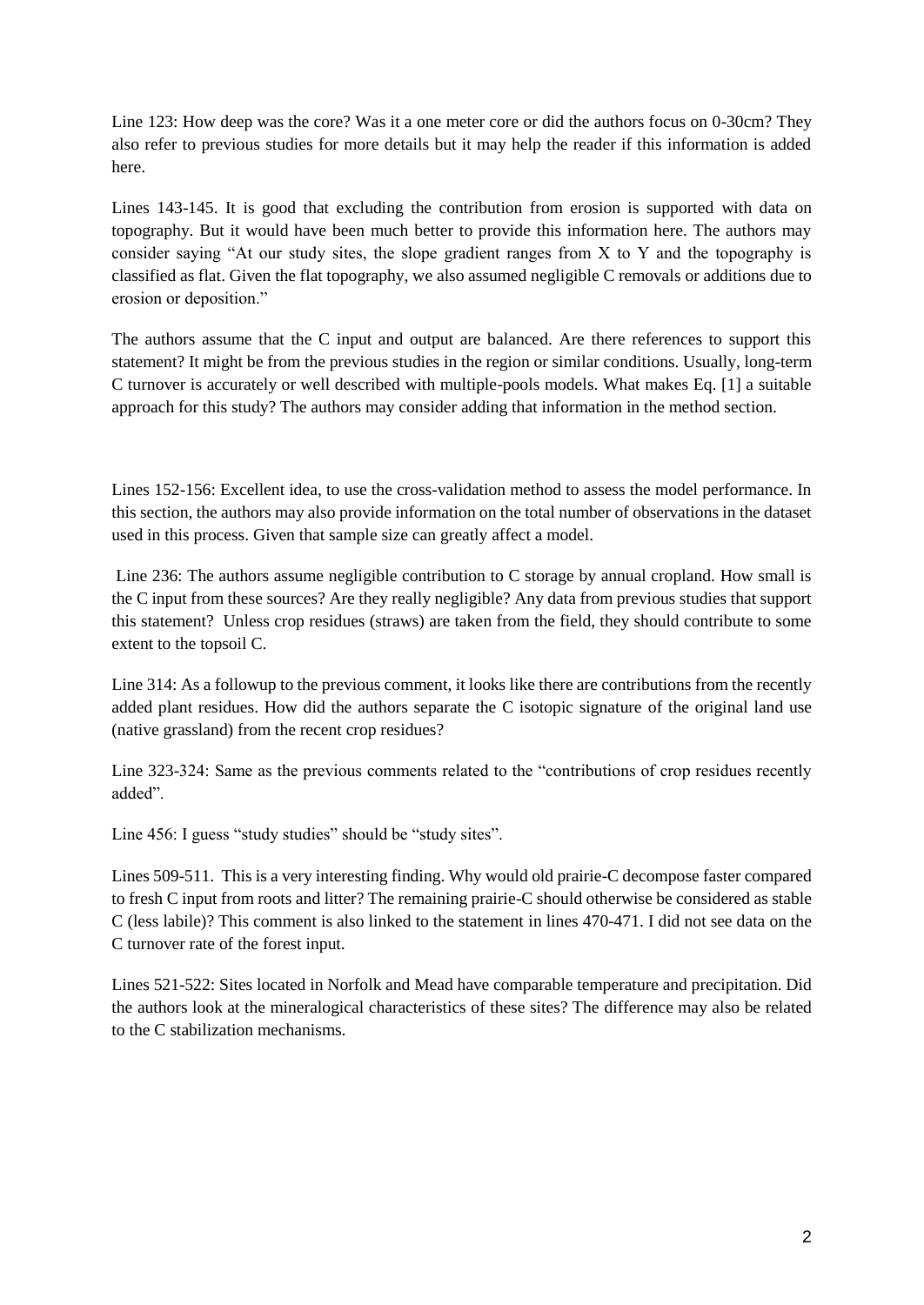Line 123: How deep was the core? Was it a one meter core or did the authors focus on 0-30cm? They also refer to previous studies for more details but it may help the reader if this information is added here.

Lines 143-145. It is good that excluding the contribution from erosion is supported with data on topography. But it would have been much better to provide this information here. The authors may consider saying "At our study sites, the slope gradient ranges from X to Y and the topography is classified as flat. Given the flat topography, we also assumed negligible C removals or additions due to erosion or deposition."

The authors assume that the C input and output are balanced. Are there references to support this statement? It might be from the previous studies in the region or similar conditions. Usually, long-term C turnover is accurately or well described with multiple-pools models. What makes Eq. [1] a suitable approach for this study? The authors may consider adding that information in the method section.

Lines 152-156: Excellent idea, to use the cross-validation method to assess the model performance. In this section, the authors may also provide information on the total number of observations in the dataset used in this process. Given that sample size can greatly affect a model.

Line 236: The authors assume negligible contribution to C storage by annual cropland. How small is the C input from these sources? Are they really negligible? Any data from previous studies that support this statement? Unless crop residues (straws) are taken from the field, they should contribute to some extent to the topsoil C.

Line 314: As a followup to the previous comment, it looks like there are contributions from the recently added plant residues. How did the authors separate the C isotopic signature of the original land use (native grassland) from the recent crop residues?

Line 323-324: Same as the previous comments related to the "contributions of crop residues recently added".

Line 456: I guess "study studies" should be "study sites".

Lines 509-511. This is a very interesting finding. Why would old prairie-C decompose faster compared to fresh C input from roots and litter? The remaining prairie-C should otherwise be considered as stable C (less labile)? This comment is also linked to the statement in lines 470-471. I did not see data on the C turnover rate of the forest input.

Lines 521-522: Sites located in Norfolk and Mead have comparable temperature and precipitation. Did the authors look at the mineralogical characteristics of these sites? The difference may also be related to the C stabilization mechanisms.